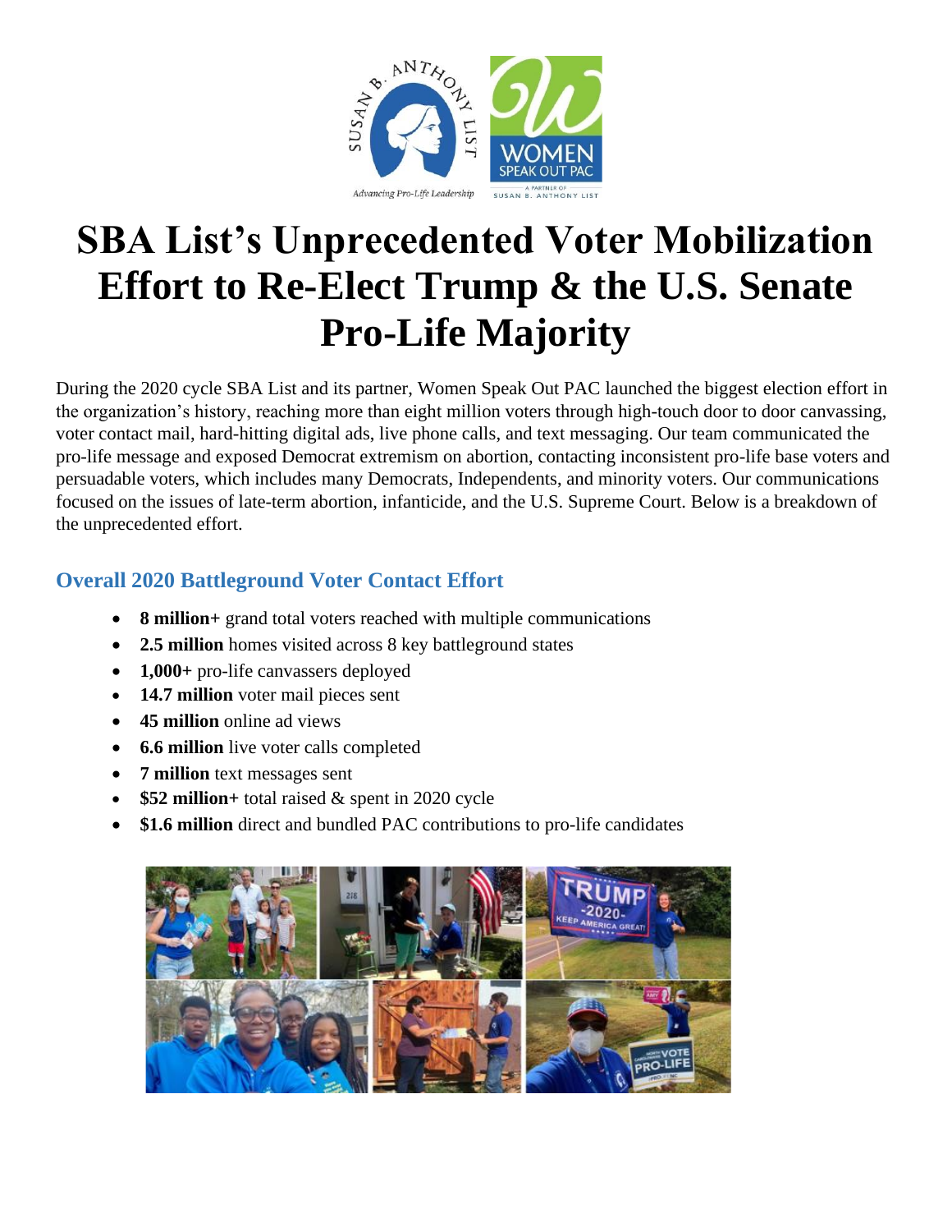# SBA List's Unprecedented Voter Mobilization Effort to Re-Elect Trump & the U.S. Senate Pro-Life Majority

During the 2020 cycle SBA List and its partner, Women Speak Out PAC launched the biggest election effort in the organization's history, reaching more than eight million voters through high-touch door to door canvassing, voter contact mail, hard-hitting digital ads, live phone calls, and text messaging. Our team communicated the pro-life message and exposed Democrat extremism on abortion, contacting inconsistent pro-life base voters and persuadable voters, which includes many Democrats, Independents, and minority voters. Our communications focused on the issues of late-term abortion, infanticide, and the U.S. Supreme Court. Below is a breakdown of the unprecedented effort.

## Overall 2020 Battleground Voter Contact Effort

- **8 million+** grand total voters reached with multiple communications
- **2.5 million** homes visited across 8 key battleground states
- **1,000+** pro-life canvassers deployed
- **14.7 million** voter mail pieces sent
- **45 million** online ad views
- **6.6 million** live voter calls completed
- **7 million** text messages sent
- **$52 million+** total raised & spent in 2020 cycle
- **$1.6 million** direct and bundled PAC contributions to pro-life candidates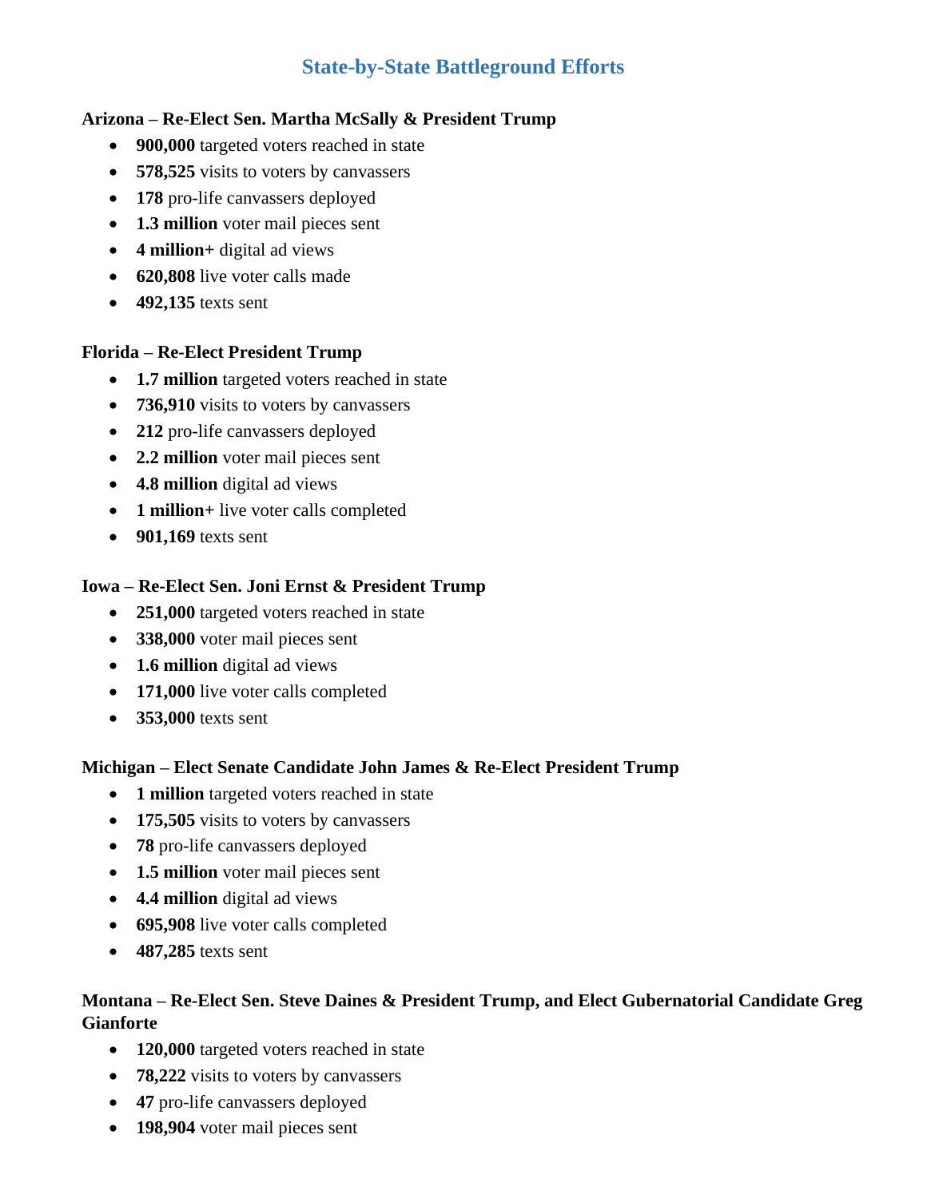## State-by-State Battleground Efforts

**Arizona – Re-Elect Sen. Martha McSally & President Trump**

- **900,000** targeted voters reached in state
- **578,525** visits to voters by canvassers
- **178** pro-life canvassers deployed
- **1.3 million** voter mail pieces sent
- **4 million+** digital ad views
- **620,808** live voter calls made
- **492,135** texts sent

**Florida – Re-Elect President Trump**

- **1.7 million** targeted voters reached in state
- **736,910** visits to voters by canvassers
- **212** pro-life canvassers deployed
- **2.2 million** voter mail pieces sent
- **4.8 million** digital ad views
- **1 million+** live voter calls completed
- **901,169** texts sent

**Iowa – Re-Elect Sen. Joni Ernst & President Trump**

- **251,000** targeted voters reached in state
- **338,000** voter mail pieces sent
- **1.6 million** digital ad views
- **171,000** live voter calls completed
- **353,000** texts sent

**Michigan – Elect Senate Candidate John James & Re-Elect President Trump**

- **1 million** targeted voters reached in state
- **175,505** visits to voters by canvassers
- **78** pro-life canvassers deployed
- **1.5 million** voter mail pieces sent
- **4.4 million** digital ad views
- **695,908** live voter calls completed
- **487,285** texts sent

**Montana – Re-Elect Sen. Steve Daines & President Trump, and Elect Gubernatorial Candidate Greg Gianforte**

- **120,000** targeted voters reached in state
- **78,222** visits to voters by canvassers
- **47** pro-life canvassers deployed
- **198,904** voter mail pieces sent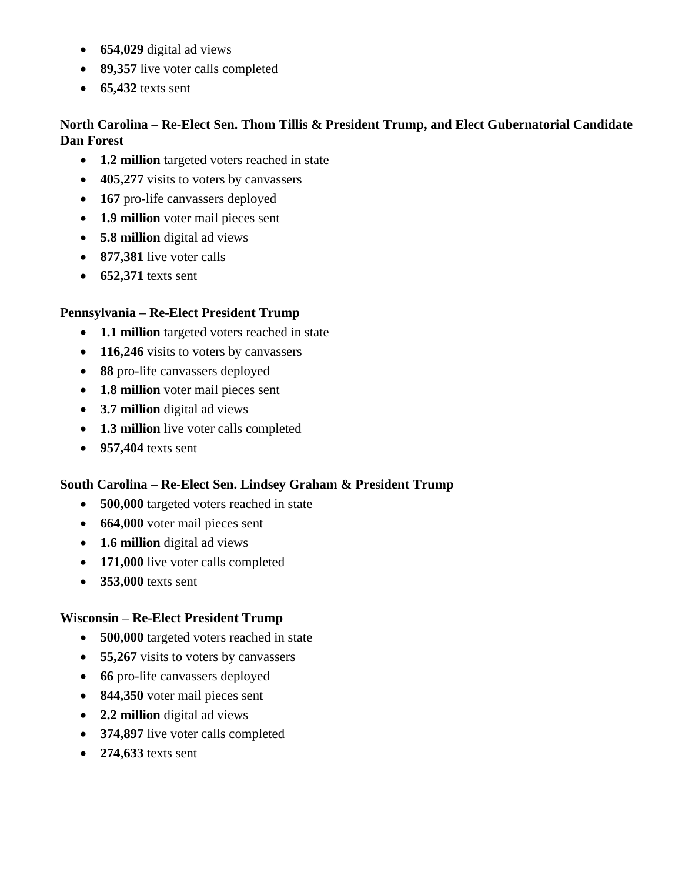- **654,029** digital ad views
- **89,357** live voter calls completed
- **65,432** texts sent

**North Carolina – Re-Elect Sen. Thom Tillis & President Trump, and Elect Gubernatorial Candidate Dan Forest**

- **1.2 million** targeted voters reached in state
- **405,277** visits to voters by canvassers
- **167** pro-life canvassers deployed
- **1.9 million** voter mail pieces sent
- **5.8 million** digital ad views
- **877,381** live voter calls
- **652,371** texts sent

**Pennsylvania – Re-Elect President Trump**

- **1.1 million** targeted voters reached in state
- **116,246** visits to voters by canvassers
- **88** pro-life canvassers deployed
- **1.8 million** voter mail pieces sent
- **3.7 million** digital ad views
- **1.3 million** live voter calls completed
- **957,404** texts sent

**South Carolina – Re-Elect Sen. Lindsey Graham & President Trump**

- **500,000** targeted voters reached in state
- **664,000** voter mail pieces sent
- **1.6 million** digital ad views
- **171,000** live voter calls completed
- **353,000** texts sent

**Wisconsin – Re-Elect President Trump**

- **500,000** targeted voters reached in state
- **55,267** visits to voters by canvassers
- **66** pro-life canvassers deployed
- **844,350** voter mail pieces sent
- **2.2 million** digital ad views
- **374,897** live voter calls completed
- **274,633** texts sent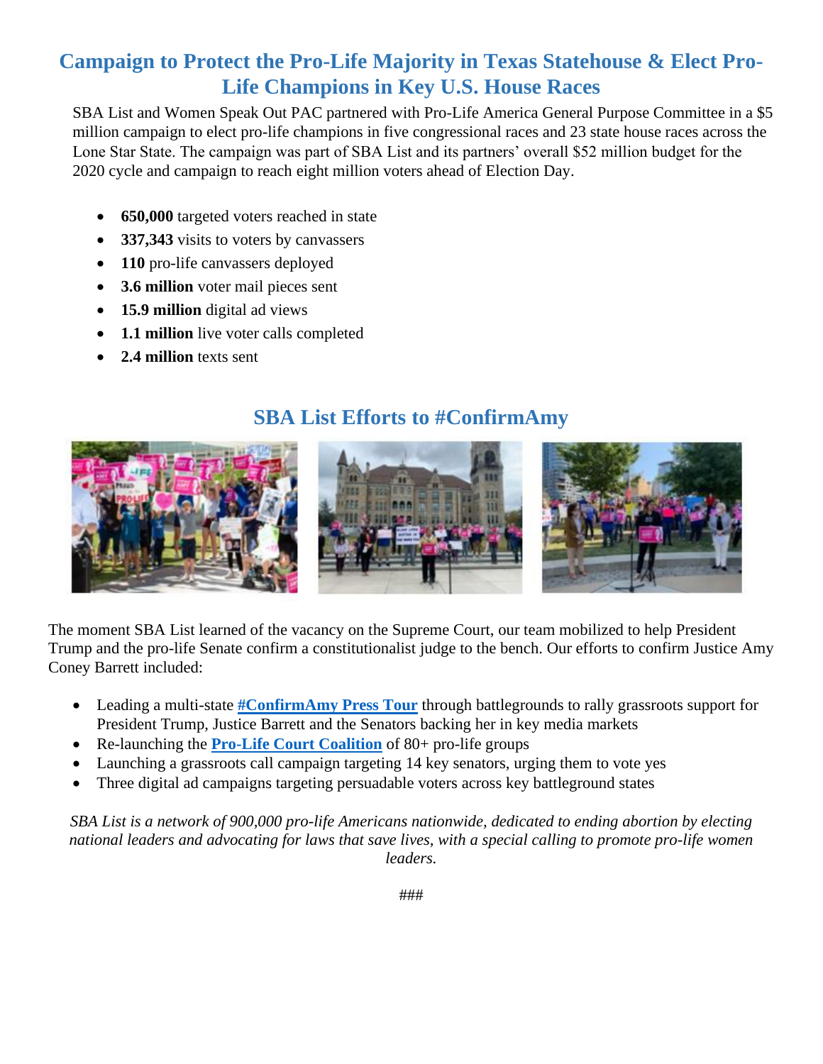## Campaign to Protect the Pro-Life Majority in Texas Statehouse & Elect Pro-Life Champions in Key U.S. House Races

SBA List and Women Speak Out PAC partnered with Pro-Life America General Purpose Committee in a $5 million campaign to elect pro-life champions in five congressional races and 23 state house races across the Lone Star State. The campaign was part of SBA List and its partners' overall $52 million budget for the 2020 cycle and campaign to reach eight million voters ahead of Election Day.

- **650,000** targeted voters reached in state
- **337,343** visits to voters by canvassers
- **110** pro-life canvassers deployed
- **3.6 million** voter mail pieces sent
- **15.9 million** digital ad views
- **1.1 million** live voter calls completed
- **2.4 million** texts sent

## SBA List Efforts to #ConfirmAmy

The moment SBA List learned of the vacancy on the Supreme Court, our team mobilized to help President Trump and the pro-life Senate confirm a constitutionalist judge to the bench. Our efforts to confirm Justice Amy Coney Barrett included:

- Leading a multi-state **#ConfirmAmy Press Tour** through battlegrounds to rally grassroots support for President Trump, Justice Barrett and the Senators backing her in key media markets
- Re-launching the **Pro-Life Court Coalition** of 80+ pro-life groups
- Launching a grassroots call campaign targeting 14 key senators, urging them to vote yes
- Three digital ad campaigns targeting persuadable voters across key battleground states

*SBA List is a network of 900,000 pro-life Americans nationwide, dedicated to ending abortion by electing national leaders and advocating for laws that save lives, with a special calling to promote pro-life women leaders.*

###